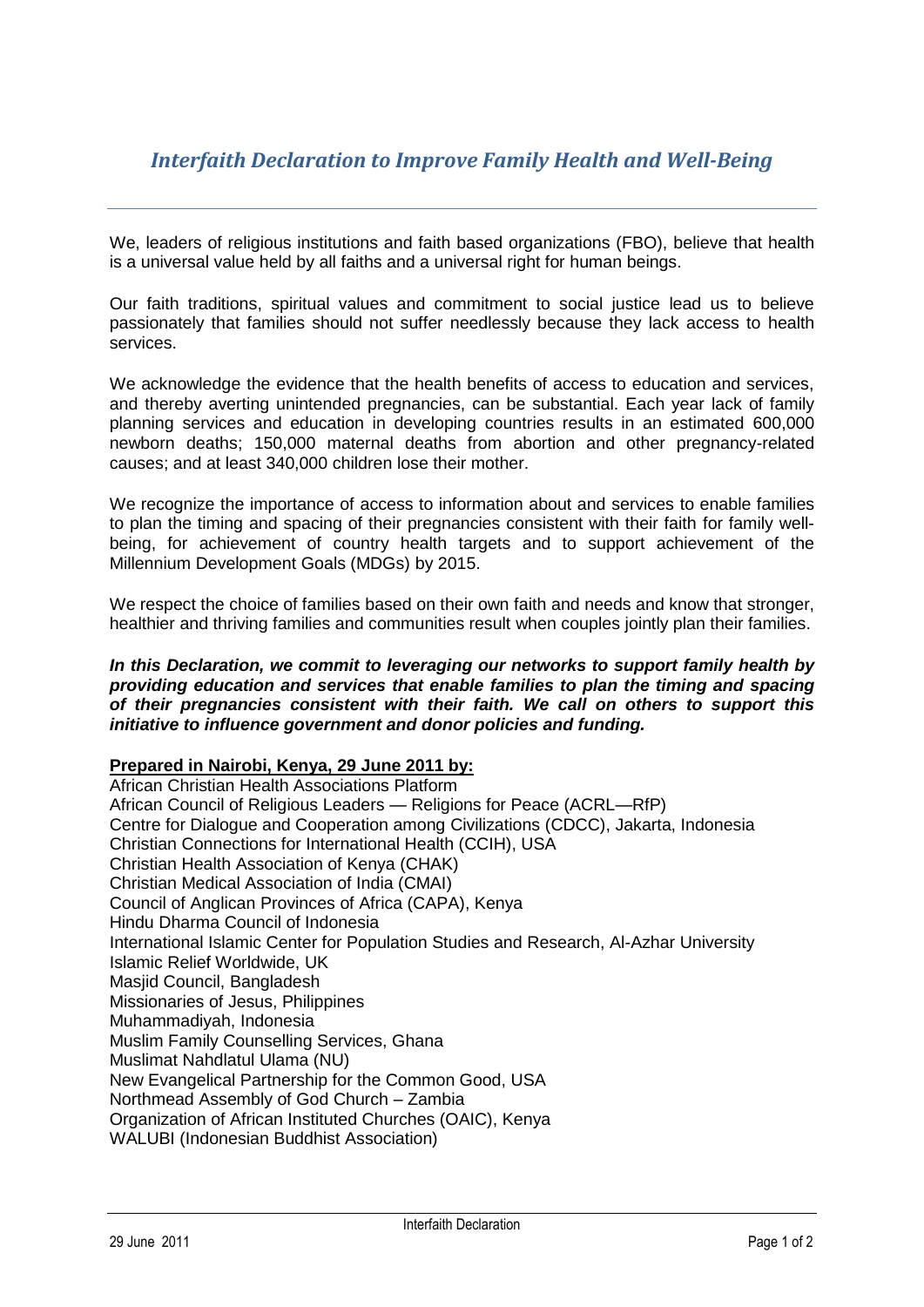# *Interfaith Declaration to Improve Family Health and Well-Being*

We, leaders of religious institutions and faith based organizations (FBO), believe that health is a universal value held by all faiths and a universal right for human beings.

Our faith traditions, spiritual values and commitment to social justice lead us to believe passionately that families should not suffer needlessly because they lack access to health services.

We acknowledge the evidence that the health benefits of access to education and services, and thereby averting unintended pregnancies, can be substantial. Each year lack of family planning services and education in developing countries results in an estimated 600,000 newborn deaths; 150,000 maternal deaths from abortion and other pregnancy-related causes; and at least 340,000 children lose their mother.

We recognize the importance of access to information about and services to enable families to plan the timing and spacing of their pregnancies consistent with their faith for family well-being, for achievement of country health targets and to support achievement of the Millennium Development Goals (MDGs) by 2015.

We respect the choice of families based on their own faith and needs and know that stronger, healthier and thriving families and communities result when couples jointly plan their families.

***In this Declaration, we commit to leveraging our networks to support family health by providing education and services that enable families to plan the timing and spacing of their pregnancies consistent with their faith. We call on others to support this initiative to influence government and donor policies and funding.***

**Prepared in Nairobi, Kenya, 29 June 2011 by:**

African Christian Health Associations Platform
African Council of Religious Leaders — Religions for Peace (ACRL—RfP)
Centre for Dialogue and Cooperation among Civilizations (CDCC), Jakarta, Indonesia
Christian Connections for International Health (CCIH), USA
Christian Health Association of Kenya (CHAK)
Christian Medical Association of India (CMAI)
Council of Anglican Provinces of Africa (CAPA), Kenya
Hindu Dharma Council of Indonesia
International Islamic Center for Population Studies and Research, Al-Azhar University
Islamic Relief Worldwide, UK
Masjid Council, Bangladesh
Missionaries of Jesus, Philippines
Muhammadiyah, Indonesia
Muslim Family Counselling Services, Ghana
Muslimat Nahdlatul Ulama (NU)
New Evangelical Partnership for the Common Good, USA
Northmead Assembly of God Church – Zambia
Organization of African Instituted Churches (OAIC), Kenya
WALUBI (Indonesian Buddhist Association)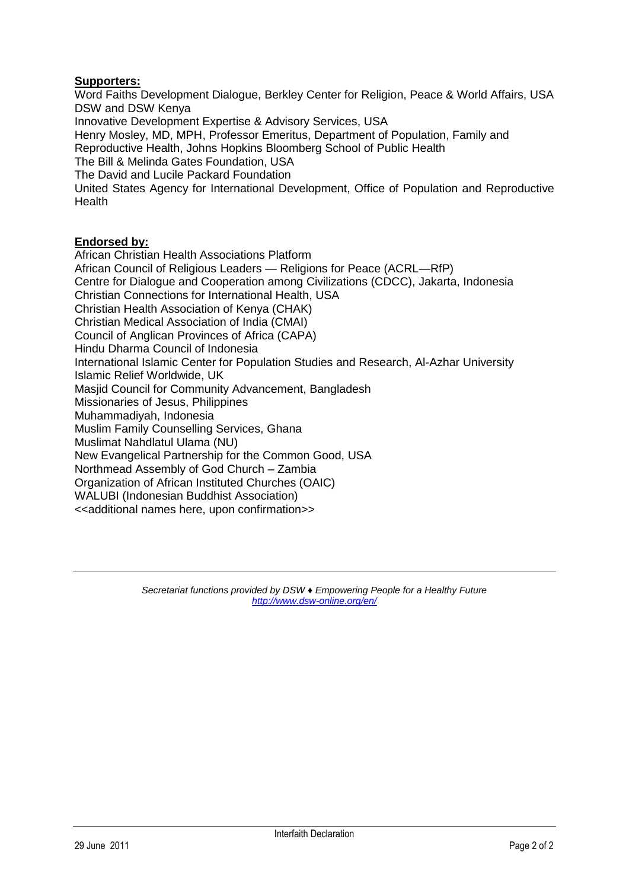**Supporters:**

Word Faiths Development Dialogue, Berkley Center for Religion, Peace & World Affairs, USA
DSW and DSW Kenya
Innovative Development Expertise & Advisory Services, USA
Henry Mosley, MD, MPH, Professor Emeritus, Department of Population, Family and Reproductive Health, Johns Hopkins Bloomberg School of Public Health
The Bill & Melinda Gates Foundation, USA
The David and Lucile Packard Foundation
United States Agency for International Development, Office of Population and Reproductive Health

**Endorsed by:**

African Christian Health Associations Platform
African Council of Religious Leaders — Religions for Peace (ACRL—RfP)
Centre for Dialogue and Cooperation among Civilizations (CDCC), Jakarta, Indonesia
Christian Connections for International Health, USA
Christian Health Association of Kenya (CHAK)
Christian Medical Association of India (CMAI)
Council of Anglican Provinces of Africa (CAPA)
Hindu Dharma Council of Indonesia
International Islamic Center for Population Studies and Research, Al-Azhar University
Islamic Relief Worldwide, UK
Masjid Council for Community Advancement, Bangladesh
Missionaries of Jesus, Philippines
Muhammadiyah, Indonesia
Muslim Family Counselling Services, Ghana
Muslimat Nahdlatul Ulama (NU)
New Evangelical Partnership for the Common Good, USA
Northmead Assembly of God Church – Zambia
Organization of African Instituted Churches (OAIC)
WALUBI (Indonesian Buddhist Association)
<<additional names here, upon confirmation>>

---

*Secretariat functions provided by DSW ♦ Empowering People for a Healthy Future*
*http://www.dsw-online.org/en/*